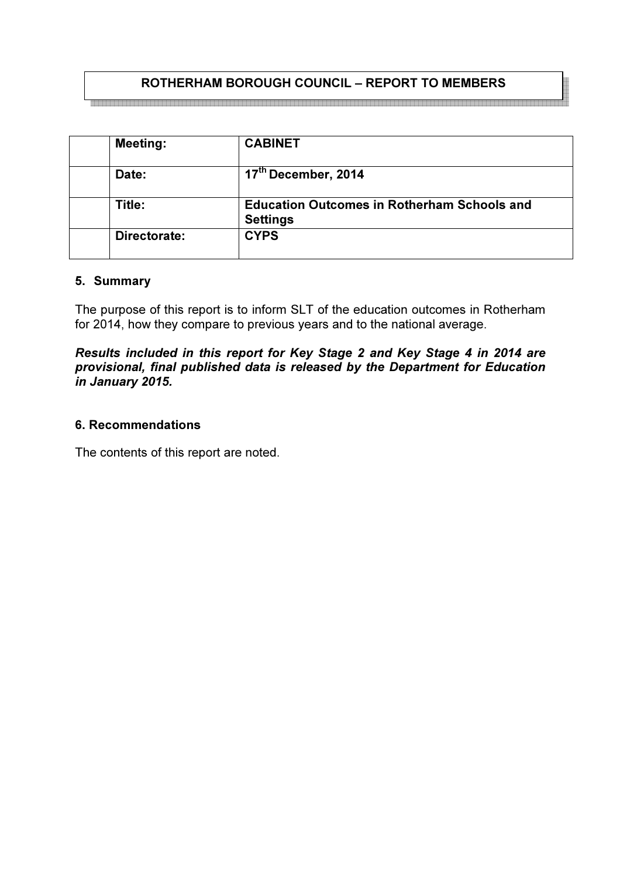## ROTHERHAM BOROUGH COUNCIL – REPORT TO MEMBERS

| | | |
|---|---|---|
| | **Meeting:** | **CABINET** |
| | **Date:** | **17th December, 2014** |
| | **Title:** | **Education Outcomes in Rotherham Schools and Settings** |
| | **Directorate:** | **CYPS** |

### 5. Summary

The purpose of this report is to inform SLT of the education outcomes in Rotherham for 2014, how they compare to previous years and to the national average.

***Results included in this report for Key Stage 2 and Key Stage 4 in 2014 are provisional, final published data is released by the Department for Education in January 2015.***

### 6. Recommendations

The contents of this report are noted.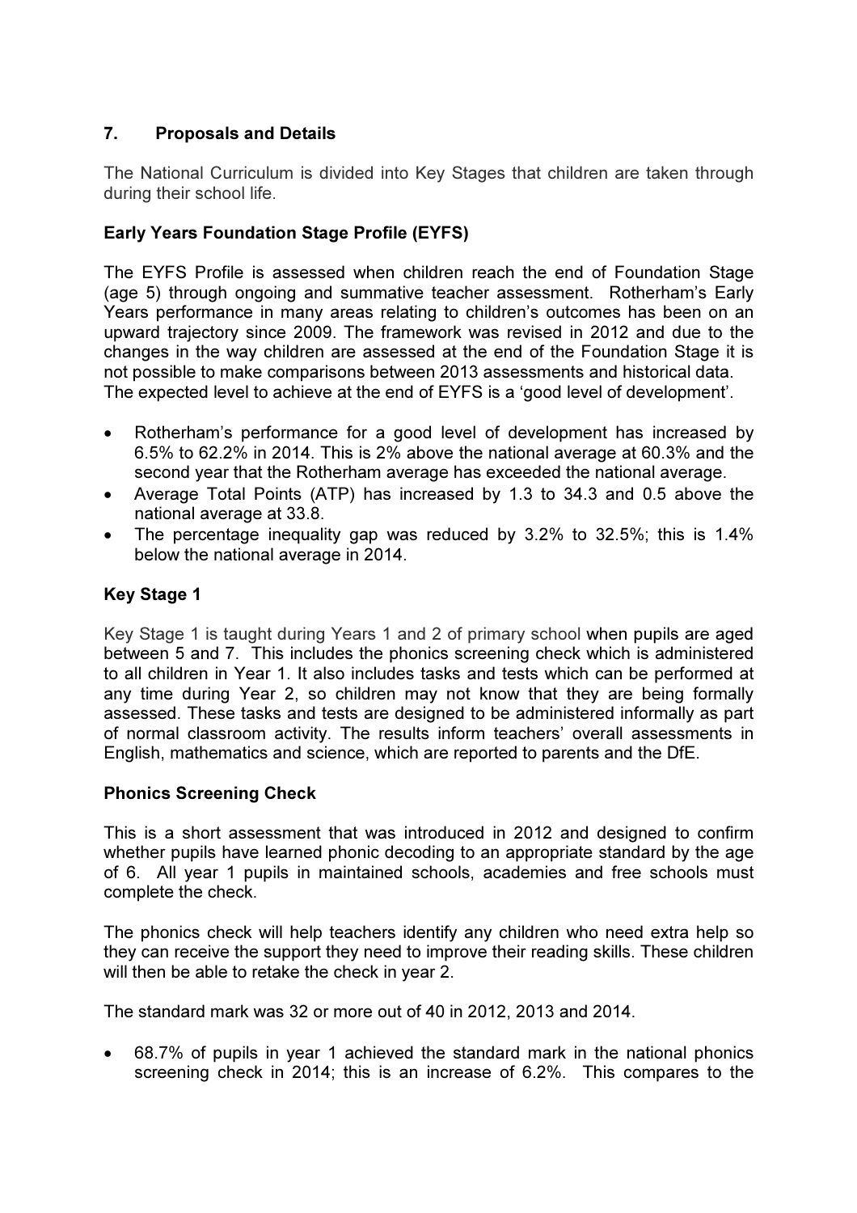## 7. Proposals and Details

The National Curriculum is divided into Key Stages that children are taken through during their school life.

### Early Years Foundation Stage Profile (EYFS)

The EYFS Profile is assessed when children reach the end of Foundation Stage (age 5) through ongoing and summative teacher assessment. Rotherham's Early Years performance in many areas relating to children's outcomes has been on an upward trajectory since 2009. The framework was revised in 2012 and due to the changes in the way children are assessed at the end of the Foundation Stage it is not possible to make comparisons between 2013 assessments and historical data. The expected level to achieve at the end of EYFS is a 'good level of development'.

- Rotherham's performance for a good level of development has increased by 6.5% to 62.2% in 2014. This is 2% above the national average at 60.3% and the second year that the Rotherham average has exceeded the national average.
- Average Total Points (ATP) has increased by 1.3 to 34.3 and 0.5 above the national average at 33.8.
- The percentage inequality gap was reduced by 3.2% to 32.5%; this is 1.4% below the national average in 2014.

### Key Stage 1

Key Stage 1 is taught during Years 1 and 2 of primary school when pupils are aged between 5 and 7. This includes the phonics screening check which is administered to all children in Year 1. It also includes tasks and tests which can be performed at any time during Year 2, so children may not know that they are being formally assessed. These tasks and tests are designed to be administered informally as part of normal classroom activity. The results inform teachers' overall assessments in English, mathematics and science, which are reported to parents and the DfE.

### Phonics Screening Check

This is a short assessment that was introduced in 2012 and designed to confirm whether pupils have learned phonic decoding to an appropriate standard by the age of 6. All year 1 pupils in maintained schools, academies and free schools must complete the check.

The phonics check will help teachers identify any children who need extra help so they can receive the support they need to improve their reading skills. These children will then be able to retake the check in year 2.

The standard mark was 32 or more out of 40 in 2012, 2013 and 2014.

- 68.7% of pupils in year 1 achieved the standard mark in the national phonics screening check in 2014; this is an increase of 6.2%. This compares to the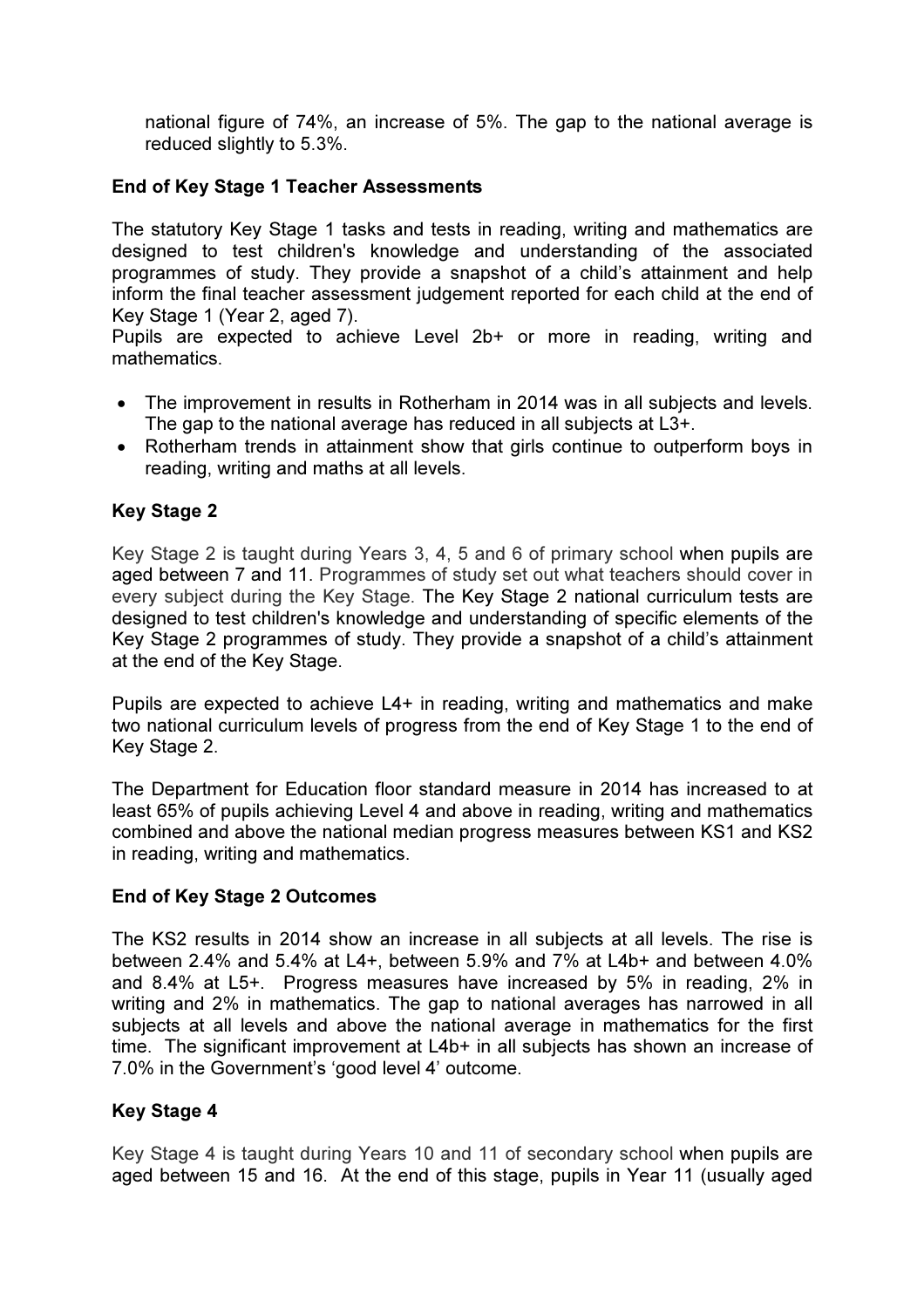national figure of 74%, an increase of 5%. The gap to the national average is reduced slightly to 5.3%.

**End of Key Stage 1 Teacher Assessments**

The statutory Key Stage 1 tasks and tests in reading, writing and mathematics are designed to test children's knowledge and understanding of the associated programmes of study. They provide a snapshot of a child's attainment and help inform the final teacher assessment judgement reported for each child at the end of Key Stage 1 (Year 2, aged 7).
Pupils are expected to achieve Level 2b+ or more in reading, writing and mathematics.

- The improvement in results in Rotherham in 2014 was in all subjects and levels. The gap to the national average has reduced in all subjects at L3+.
- Rotherham trends in attainment show that girls continue to outperform boys in reading, writing and maths at all levels.

**Key Stage 2**

Key Stage 2 is taught during Years 3, 4, 5 and 6 of primary school when pupils are aged between 7 and 11. Programmes of study set out what teachers should cover in every subject during the Key Stage. The Key Stage 2 national curriculum tests are designed to test children's knowledge and understanding of specific elements of the Key Stage 2 programmes of study. They provide a snapshot of a child's attainment at the end of the Key Stage.

Pupils are expected to achieve L4+ in reading, writing and mathematics and make two national curriculum levels of progress from the end of Key Stage 1 to the end of Key Stage 2.

The Department for Education floor standard measure in 2014 has increased to at least 65% of pupils achieving Level 4 and above in reading, writing and mathematics combined and above the national median progress measures between KS1 and KS2 in reading, writing and mathematics.

**End of Key Stage 2 Outcomes**

The KS2 results in 2014 show an increase in all subjects at all levels. The rise is between 2.4% and 5.4% at L4+, between 5.9% and 7% at L4b+ and between 4.0% and 8.4% at L5+. Progress measures have increased by 5% in reading, 2% in writing and 2% in mathematics. The gap to national averages has narrowed in all subjects at all levels and above the national average in mathematics for the first time. The significant improvement at L4b+ in all subjects has shown an increase of 7.0% in the Government's 'good level 4' outcome.

**Key Stage 4**

Key Stage 4 is taught during Years 10 and 11 of secondary school when pupils are aged between 15 and 16. At the end of this stage, pupils in Year 11 (usually aged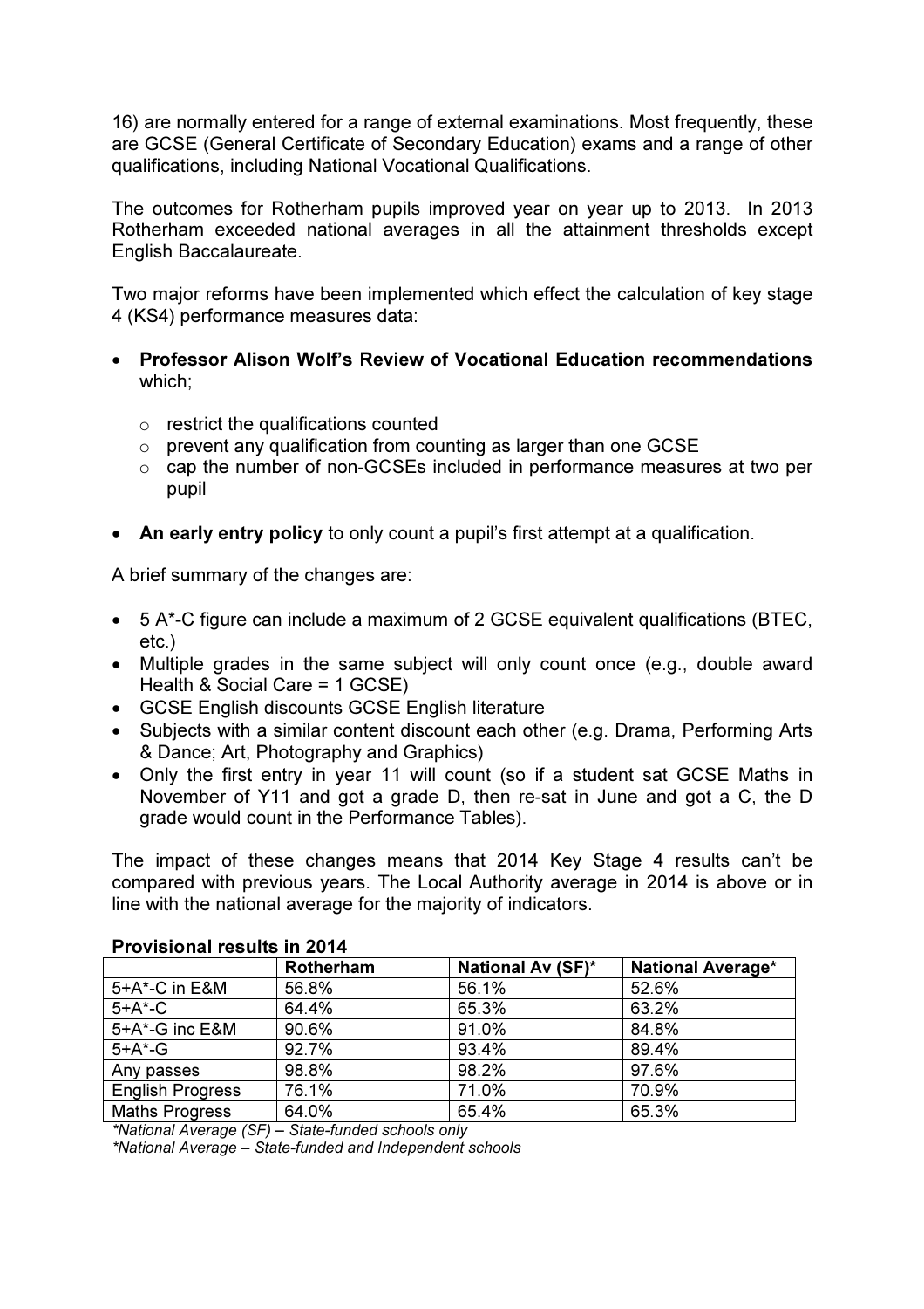16) are normally entered for a range of external examinations. Most frequently, these are GCSE (General Certificate of Secondary Education) exams and a range of other qualifications, including National Vocational Qualifications.

The outcomes for Rotherham pupils improved year on year up to 2013. In 2013 Rotherham exceeded national averages in all the attainment thresholds except English Baccalaureate.

Two major reforms have been implemented which effect the calculation of key stage 4 (KS4) performance measures data:

- **Professor Alison Wolf's Review of Vocational Education recommendations** which;
  - restrict the qualifications counted
  - prevent any qualification from counting as larger than one GCSE
  - cap the number of non-GCSEs included in performance measures at two per pupil
- **An early entry policy** to only count a pupil's first attempt at a qualification.

A brief summary of the changes are:

- 5 A*-C figure can include a maximum of 2 GCSE equivalent qualifications (BTEC, etc.)
- Multiple grades in the same subject will only count once (e.g., double award Health & Social Care = 1 GCSE)
- GCSE English discounts GCSE English literature
- Subjects with a similar content discount each other (e.g. Drama, Performing Arts & Dance; Art, Photography and Graphics)
- Only the first entry in year 11 will count (so if a student sat GCSE Maths in November of Y11 and got a grade D, then re-sat in June and got a C, the D grade would count in the Performance Tables).

The impact of these changes means that 2014 Key Stage 4 results can't be compared with previous years. The Local Authority average in 2014 is above or in line with the national average for the majority of indicators.

**Provisional results in 2014**

| | Rotherham | National Av (SF)* | National Average* |
|---|---|---|---|
| 5+A*-C in E&M | 56.8% | 56.1% | 52.6% |
| 5+A*-C | 64.4% | 65.3% | 63.2% |
| 5+A*-G inc E&M | 90.6% | 91.0% | 84.8% |
| 5+A*-G | 92.7% | 93.4% | 89.4% |
| Any passes | 98.8% | 98.2% | 97.6% |
| English Progress | 76.1% | 71.0% | 70.9% |
| Maths Progress | 64.0% | 65.4% | 65.3% |

*\*National Average (SF) – State-funded schools only*

*\*National Average – State-funded and Independent schools*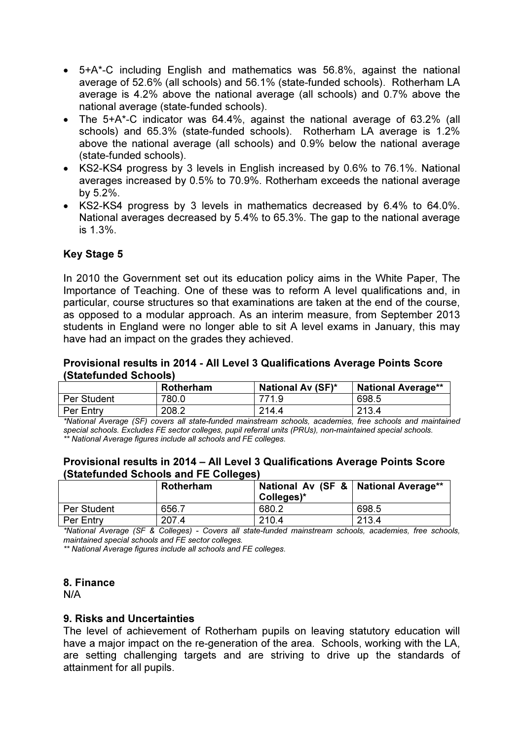- 5+A*-C including English and mathematics was 56.8%, against the national average of 52.6% (all schools) and 56.1% (state-funded schools). Rotherham LA average is 4.2% above the national average (all schools) and 0.7% above the national average (state-funded schools).
- The 5+A*-C indicator was 64.4%, against the national average of 63.2% (all schools) and 65.3% (state-funded schools). Rotherham LA average is 1.2% above the national average (all schools) and 0.9% below the national average (state-funded schools).
- KS2-KS4 progress by 3 levels in English increased by 0.6% to 76.1%. National averages increased by 0.5% to 70.9%. Rotherham exceeds the national average by 5.2%.
- KS2-KS4 progress by 3 levels in mathematics decreased by 6.4% to 64.0%. National averages decreased by 5.4% to 65.3%. The gap to the national average is 1.3%.

**Key Stage 5**

In 2010 the Government set out its education policy aims in the White Paper, The Importance of Teaching. One of these was to reform A level qualifications and, in particular, course structures so that examinations are taken at the end of the course, as opposed to a modular approach. As an interim measure, from September 2013 students in England were no longer able to sit A level exams in January, this may have had an impact on the grades they achieved.

**Provisional results in 2014 - All Level 3 Qualifications Average Points Score (Statefunded Schools)**

| | Rotherham | National Av (SF)* | National Average** |
|---|---|---|---|
| Per Student | 780.0 | 771.9 | 698.5 |
| Per Entry | 208.2 | 214.4 | 213.4 |

*\*National Average (SF) covers all state-funded mainstream schools, academies, free schools and maintained special schools. Excludes FE sector colleges, pupil referral units (PRUs), non-maintained special schools.*
*\*\* National Average figures include all schools and FE colleges.*

**Provisional results in 2014 – All Level 3 Qualifications Average Points Score (Statefunded Schools and FE Colleges)**

| | Rotherham | National Av (SF & Colleges)* | National Average** |
|---|---|---|---|
| Per Student | 656.7 | 680.2 | 698.5 |
| Per Entry | 207.4 | 210.4 | 213.4 |

*\*National Average (SF & Colleges) - Covers all state-funded mainstream schools, academies, free schools, maintained special schools and FE sector colleges.*
*\*\* National Average figures include all schools and FE colleges.*

**8. Finance**

N/A

**9. Risks and Uncertainties**

The level of achievement of Rotherham pupils on leaving statutory education will have a major impact on the re-generation of the area. Schools, working with the LA, are setting challenging targets and are striving to drive up the standards of attainment for all pupils.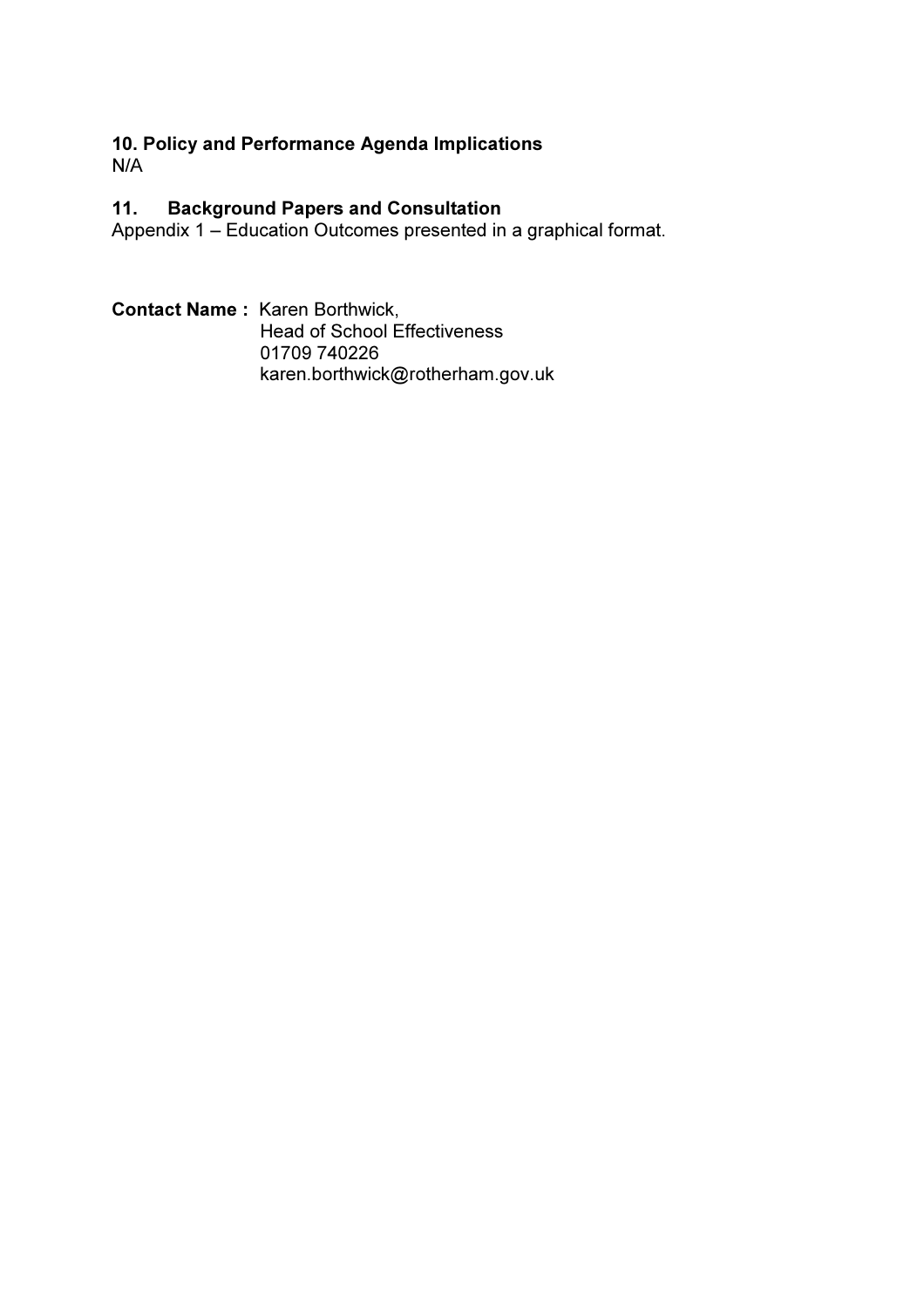**10. Policy and Performance Agenda Implications**
N/A

**11. Background Papers and Consultation**
Appendix 1 – Education Outcomes presented in a graphical format.

**Contact Name :** Karen Borthwick,
Head of School Effectiveness
01709 740226
karen.borthwick@rotherham.gov.uk